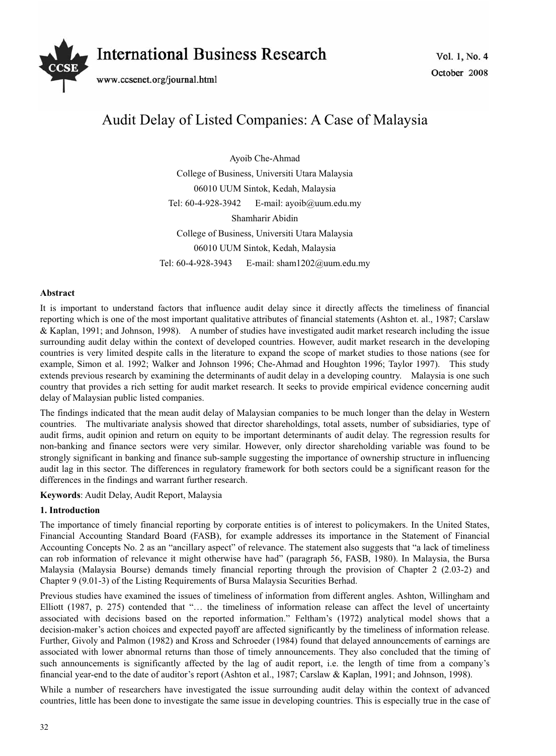# Audit Delay of Listed Companies: A Case of Malaysia

Ayoib Che-Ahmad

College of Business, Universiti Utara Malaysia

06010 UUM Sintok, Kedah, Malaysia

Tel: 60-4-928-3942 E-mail: ayoib@uum.edu.my

Shamharir Abidin

College of Business, Universiti Utara Malaysia

06010 UUM Sintok, Kedah, Malaysia

Tel: 60-4-928-3943 E-mail: sham1202@uum.edu.my

**Abstract**

It is important to understand factors that influence audit delay since it directly affects the timeliness of financial reporting which is one of the most important qualitative attributes of financial statements (Ashton et. al., 1987; Carslaw & Kaplan, 1991; and Johnson, 1998). A number of studies have investigated audit market research including the issue surrounding audit delay within the context of developed countries. However, audit market research in the developing countries is very limited despite calls in the literature to expand the scope of market studies to those nations (see for example, Simon et al. 1992; Walker and Johnson 1996; Che-Ahmad and Houghton 1996; Taylor 1997). This study extends previous research by examining the determinants of audit delay in a developing country. Malaysia is one such country that provides a rich setting for audit market research. It seeks to provide empirical evidence concerning audit delay of Malaysian public listed companies.

The findings indicated that the mean audit delay of Malaysian companies to be much longer than the delay in Western countries. The multivariate analysis showed that director shareholdings, total assets, number of subsidiaries, type of audit firms, audit opinion and return on equity to be important determinants of audit delay. The regression results for non-banking and finance sectors were very similar. However, only director shareholding variable was found to be strongly significant in banking and finance sub-sample suggesting the importance of ownership structure in influencing audit lag in this sector. The differences in regulatory framework for both sectors could be a significant reason for the differences in the findings and warrant further research.

**Keywords**: Audit Delay, Audit Report, Malaysia

## 1. Introduction

The importance of timely financial reporting by corporate entities is of interest to policymakers. In the United States, Financial Accounting Standard Board (FASB), for example addresses its importance in the Statement of Financial Accounting Concepts No. 2 as an "ancillary aspect" of relevance. The statement also suggests that "a lack of timeliness can rob information of relevance it might otherwise have had" (paragraph 56, FASB, 1980). In Malaysia, the Bursa Malaysia (Malaysia Bourse) demands timely financial reporting through the provision of Chapter 2 (2.03-2) and Chapter 9 (9.01-3) of the Listing Requirements of Bursa Malaysia Securities Berhad.

Previous studies have examined the issues of timeliness of information from different angles. Ashton, Willingham and Elliott (1987, p. 275) contended that "… the timeliness of information release can affect the level of uncertainty associated with decisions based on the reported information." Feltham's (1972) analytical model shows that a decision-maker's action choices and expected payoff are affected significantly by the timeliness of information release. Further, Givoly and Palmon (1982) and Kross and Schroeder (1984) found that delayed announcements of earnings are associated with lower abnormal returns than those of timely announcements. They also concluded that the timing of such announcements is significantly affected by the lag of audit report, i.e. the length of time from a company's financial year-end to the date of auditor's report (Ashton et al., 1987; Carslaw & Kaplan, 1991; and Johnson, 1998).

While a number of researchers have investigated the issue surrounding audit delay within the context of advanced countries, little has been done to investigate the same issue in developing countries. This is especially true in the case of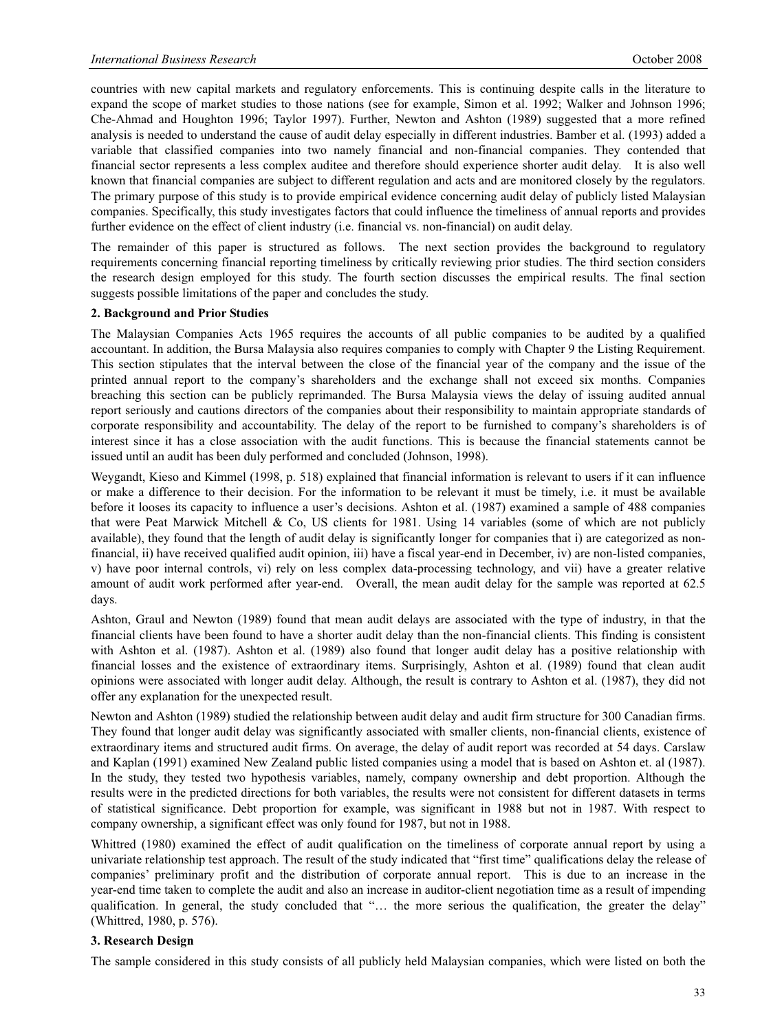countries with new capital markets and regulatory enforcements. This is continuing despite calls in the literature to expand the scope of market studies to those nations (see for example, Simon et al. 1992; Walker and Johnson 1996; Che-Ahmad and Houghton 1996; Taylor 1997). Further, Newton and Ashton (1989) suggested that a more refined analysis is needed to understand the cause of audit delay especially in different industries. Bamber et al. (1993) added a variable that classified companies into two namely financial and non-financial companies. They contended that financial sector represents a less complex auditee and therefore should experience shorter audit delay. It is also well known that financial companies are subject to different regulation and acts and are monitored closely by the regulators. The primary purpose of this study is to provide empirical evidence concerning audit delay of publicly listed Malaysian companies. Specifically, this study investigates factors that could influence the timeliness of annual reports and provides further evidence on the effect of client industry (i.e. financial vs. non-financial) on audit delay.

The remainder of this paper is structured as follows. The next section provides the background to regulatory requirements concerning financial reporting timeliness by critically reviewing prior studies. The third section considers the research design employed for this study. The fourth section discusses the empirical results. The final section suggests possible limitations of the paper and concludes the study.

## 2. Background and Prior Studies

The Malaysian Companies Acts 1965 requires the accounts of all public companies to be audited by a qualified accountant. In addition, the Bursa Malaysia also requires companies to comply with Chapter 9 the Listing Requirement. This section stipulates that the interval between the close of the financial year of the company and the issue of the printed annual report to the company's shareholders and the exchange shall not exceed six months. Companies breaching this section can be publicly reprimanded. The Bursa Malaysia views the delay of issuing audited annual report seriously and cautions directors of the companies about their responsibility to maintain appropriate standards of corporate responsibility and accountability. The delay of the report to be furnished to company's shareholders is of interest since it has a close association with the audit functions. This is because the financial statements cannot be issued until an audit has been duly performed and concluded (Johnson, 1998).

Weygandt, Kieso and Kimmel (1998, p. 518) explained that financial information is relevant to users if it can influence or make a difference to their decision. For the information to be relevant it must be timely, i.e. it must be available before it looses its capacity to influence a user's decisions. Ashton et al. (1987) examined a sample of 488 companies that were Peat Marwick Mitchell & Co, US clients for 1981. Using 14 variables (some of which are not publicly available), they found that the length of audit delay is significantly longer for companies that i) are categorized as non-financial, ii) have received qualified audit opinion, iii) have a fiscal year-end in December, iv) are non-listed companies, v) have poor internal controls, vi) rely on less complex data-processing technology, and vii) have a greater relative amount of audit work performed after year-end. Overall, the mean audit delay for the sample was reported at 62.5 days.

Ashton, Graul and Newton (1989) found that mean audit delays are associated with the type of industry, in that the financial clients have been found to have a shorter audit delay than the non-financial clients. This finding is consistent with Ashton et al. (1987). Ashton et al. (1989) also found that longer audit delay has a positive relationship with financial losses and the existence of extraordinary items. Surprisingly, Ashton et al. (1989) found that clean audit opinions were associated with longer audit delay. Although, the result is contrary to Ashton et al. (1987), they did not offer any explanation for the unexpected result.

Newton and Ashton (1989) studied the relationship between audit delay and audit firm structure for 300 Canadian firms. They found that longer audit delay was significantly associated with smaller clients, non-financial clients, existence of extraordinary items and structured audit firms. On average, the delay of audit report was recorded at 54 days. Carslaw and Kaplan (1991) examined New Zealand public listed companies using a model that is based on Ashton et. al (1987). In the study, they tested two hypothesis variables, namely, company ownership and debt proportion. Although the results were in the predicted directions for both variables, the results were not consistent for different datasets in terms of statistical significance. Debt proportion for example, was significant in 1988 but not in 1987. With respect to company ownership, a significant effect was only found for 1987, but not in 1988.

Whittred (1980) examined the effect of audit qualification on the timeliness of corporate annual report by using a univariate relationship test approach. The result of the study indicated that "first time" qualifications delay the release of companies' preliminary profit and the distribution of corporate annual report. This is due to an increase in the year-end time taken to complete the audit and also an increase in auditor-client negotiation time as a result of impending qualification. In general, the study concluded that "… the more serious the qualification, the greater the delay" (Whittred, 1980, p. 576).

## 3. Research Design

The sample considered in this study consists of all publicly held Malaysian companies, which were listed on both the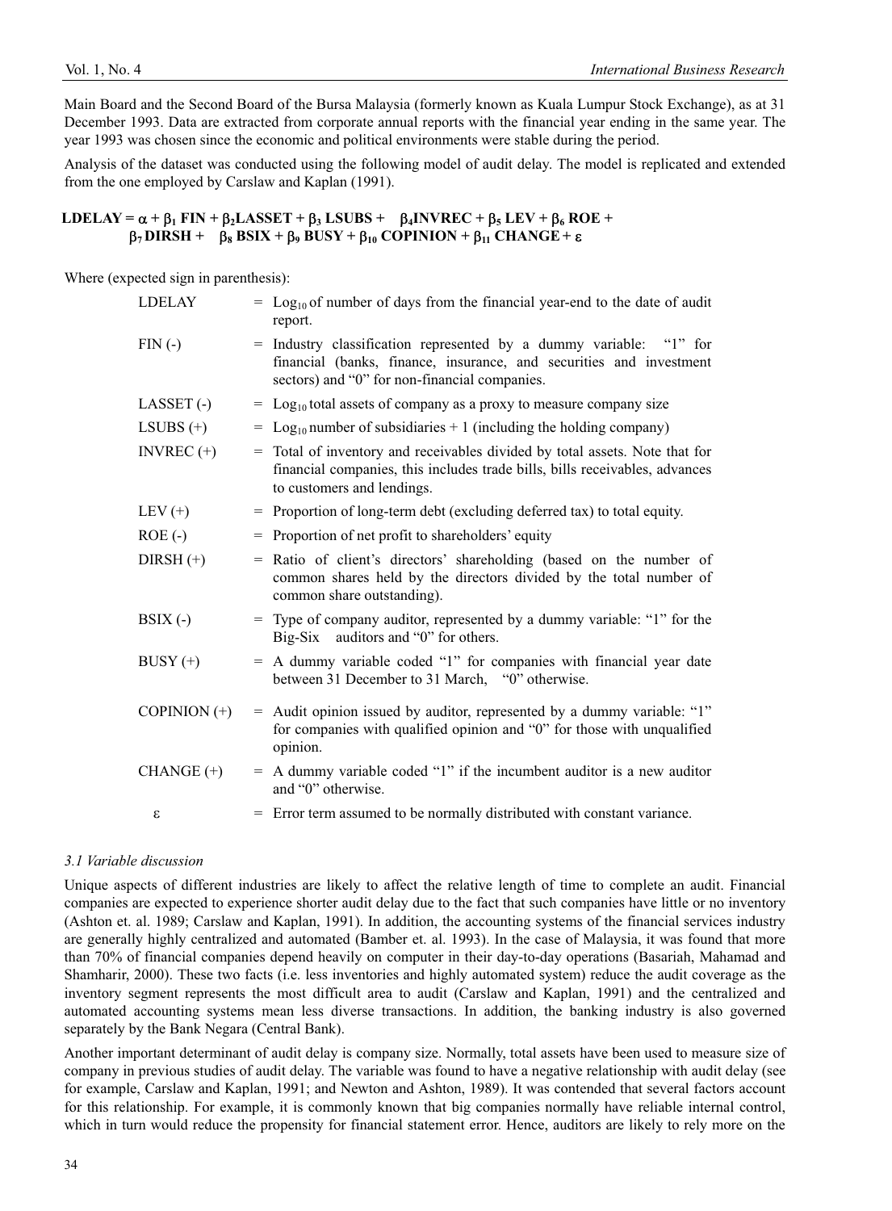Main Board and the Second Board of the Bursa Malaysia (formerly known as Kuala Lumpur Stock Exchange), as at 31 December 1993. Data are extracted from corporate annual reports with the financial year ending in the same year. The year 1993 was chosen since the economic and political environments were stable during the period.

Analysis of the dataset was conducted using the following model of audit delay. The model is replicated and extended from the one employed by Carslaw and Kaplan (1991).

$$\mathbf{LDELAY} = \alpha + \beta_1\,\mathbf{FIN} + \beta_2\mathbf{LASSET} + \beta_3\,\mathbf{LSUBS} + \beta_4\mathbf{INVREC} + \beta_5\,\mathbf{LEV} + \beta_6\,\mathbf{ROE} + \beta_7\,\mathbf{DIRSH} + \beta_8\,\mathbf{BSIX} + \beta_9\,\mathbf{BUSY} + \beta_{10}\,\mathbf{COPINION} + \beta_{11}\,\mathbf{CHANGE} + \varepsilon$$

Where (expected sign in parenthesis):

| | |
|---|---|
| LDELAY | = $Log_{10}$ of number of days from the financial year-end to the date of audit report. |
| FIN (-) | = Industry classification represented by a dummy variable: "1" for financial (banks, finance, insurance, and securities and investment sectors) and "0" for non-financial companies. |
| LASSET (-) | = $Log_{10}$ total assets of company as a proxy to measure company size |
| LSUBS (+) | = $Log_{10}$ number of subsidiaries + 1 (including the holding company) |
| INVREC (+) | = Total of inventory and receivables divided by total assets. Note that for financial companies, this includes trade bills, bills receivables, advances to customers and lendings. |
| LEV (+) | = Proportion of long-term debt (excluding deferred tax) to total equity. |
| ROE (-) | = Proportion of net profit to shareholders' equity |
| DIRSH (+) | = Ratio of client's directors' shareholding (based on the number of common shares held by the directors divided by the total number of common share outstanding). |
| BSIX (-) | = Type of company auditor, represented by a dummy variable: "1" for the Big-Six auditors and "0" for others. |
| BUSY (+) | = A dummy variable coded "1" for companies with financial year date between 31 December to 31 March, "0" otherwise. |
| COPINION (+) | = Audit opinion issued by auditor, represented by a dummy variable: "1" for companies with qualified opinion and "0" for those with unqualified opinion. |
| CHANGE (+) | = A dummy variable coded "1" if the incumbent auditor is a new auditor and "0" otherwise. |
| $\varepsilon$ | = Error term assumed to be normally distributed with constant variance. |

### *3.1 Variable discussion*

Unique aspects of different industries are likely to affect the relative length of time to complete an audit. Financial companies are expected to experience shorter audit delay due to the fact that such companies have little or no inventory (Ashton et. al. 1989; Carslaw and Kaplan, 1991). In addition, the accounting systems of the financial services industry are generally highly centralized and automated (Bamber et. al. 1993). In the case of Malaysia, it was found that more than 70% of financial companies depend heavily on computer in their day-to-day operations (Basariah, Mahamad and Shamharir, 2000). These two facts (i.e. less inventories and highly automated system) reduce the audit coverage as the inventory segment represents the most difficult area to audit (Carslaw and Kaplan, 1991) and the centralized and automated accounting systems mean less diverse transactions. In addition, the banking industry is also governed separately by the Bank Negara (Central Bank).

Another important determinant of audit delay is company size. Normally, total assets have been used to measure size of company in previous studies of audit delay. The variable was found to have a negative relationship with audit delay (see for example, Carslaw and Kaplan, 1991; and Newton and Ashton, 1989). It was contended that several factors account for this relationship. For example, it is commonly known that big companies normally have reliable internal control, which in turn would reduce the propensity for financial statement error. Hence, auditors are likely to rely more on the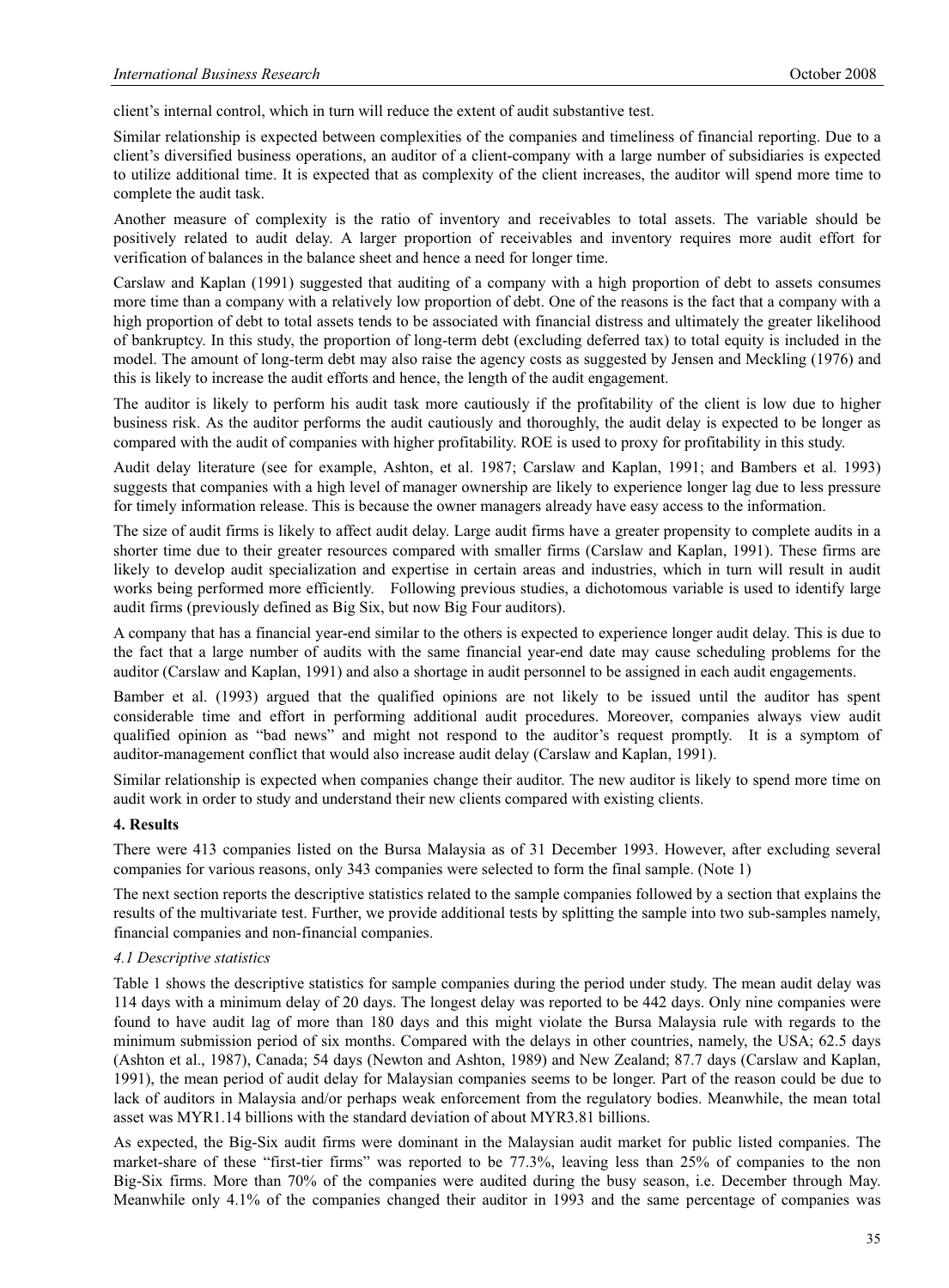client's internal control, which in turn will reduce the extent of audit substantive test.

Similar relationship is expected between complexities of the companies and timeliness of financial reporting. Due to a client's diversified business operations, an auditor of a client-company with a large number of subsidiaries is expected to utilize additional time. It is expected that as complexity of the client increases, the auditor will spend more time to complete the audit task.

Another measure of complexity is the ratio of inventory and receivables to total assets. The variable should be positively related to audit delay. A larger proportion of receivables and inventory requires more audit effort for verification of balances in the balance sheet and hence a need for longer time.

Carslaw and Kaplan (1991) suggested that auditing of a company with a high proportion of debt to assets consumes more time than a company with a relatively low proportion of debt. One of the reasons is the fact that a company with a high proportion of debt to total assets tends to be associated with financial distress and ultimately the greater likelihood of bankruptcy. In this study, the proportion of long-term debt (excluding deferred tax) to total equity is included in the model. The amount of long-term debt may also raise the agency costs as suggested by Jensen and Meckling (1976) and this is likely to increase the audit efforts and hence, the length of the audit engagement.

The auditor is likely to perform his audit task more cautiously if the profitability of the client is low due to higher business risk. As the auditor performs the audit cautiously and thoroughly, the audit delay is expected to be longer as compared with the audit of companies with higher profitability. ROE is used to proxy for profitability in this study.

Audit delay literature (see for example, Ashton, et al. 1987; Carslaw and Kaplan, 1991; and Bambers et al. 1993) suggests that companies with a high level of manager ownership are likely to experience longer lag due to less pressure for timely information release. This is because the owner managers already have easy access to the information.

The size of audit firms is likely to affect audit delay. Large audit firms have a greater propensity to complete audits in a shorter time due to their greater resources compared with smaller firms (Carslaw and Kaplan, 1991). These firms are likely to develop audit specialization and expertise in certain areas and industries, which in turn will result in audit works being performed more efficiently. Following previous studies, a dichotomous variable is used to identify large audit firms (previously defined as Big Six, but now Big Four auditors).

A company that has a financial year-end similar to the others is expected to experience longer audit delay. This is due to the fact that a large number of audits with the same financial year-end date may cause scheduling problems for the auditor (Carslaw and Kaplan, 1991) and also a shortage in audit personnel to be assigned in each audit engagements.

Bamber et al. (1993) argued that the qualified opinions are not likely to be issued until the auditor has spent considerable time and effort in performing additional audit procedures. Moreover, companies always view audit qualified opinion as "bad news" and might not respond to the auditor's request promptly. It is a symptom of auditor-management conflict that would also increase audit delay (Carslaw and Kaplan, 1991).

Similar relationship is expected when companies change their auditor. The new auditor is likely to spend more time on audit work in order to study and understand their new clients compared with existing clients.

## 4. Results

There were 413 companies listed on the Bursa Malaysia as of 31 December 1993. However, after excluding several companies for various reasons, only 343 companies were selected to form the final sample. (Note 1)

The next section reports the descriptive statistics related to the sample companies followed by a section that explains the results of the multivariate test. Further, we provide additional tests by splitting the sample into two sub-samples namely, financial companies and non-financial companies.

### *4.1 Descriptive statistics*

Table 1 shows the descriptive statistics for sample companies during the period under study. The mean audit delay was 114 days with a minimum delay of 20 days. The longest delay was reported to be 442 days. Only nine companies were found to have audit lag of more than 180 days and this might violate the Bursa Malaysia rule with regards to the minimum submission period of six months. Compared with the delays in other countries, namely, the USA; 62.5 days (Ashton et al., 1987), Canada; 54 days (Newton and Ashton, 1989) and New Zealand; 87.7 days (Carslaw and Kaplan, 1991), the mean period of audit delay for Malaysian companies seems to be longer. Part of the reason could be due to lack of auditors in Malaysia and/or perhaps weak enforcement from the regulatory bodies. Meanwhile, the mean total asset was MYR1.14 billions with the standard deviation of about MYR3.81 billions.

As expected, the Big-Six audit firms were dominant in the Malaysian audit market for public listed companies. The market-share of these "first-tier firms" was reported to be 77.3%, leaving less than 25% of companies to the non Big-Six firms. More than 70% of the companies were audited during the busy season, i.e. December through May. Meanwhile only 4.1% of the companies changed their auditor in 1993 and the same percentage of companies was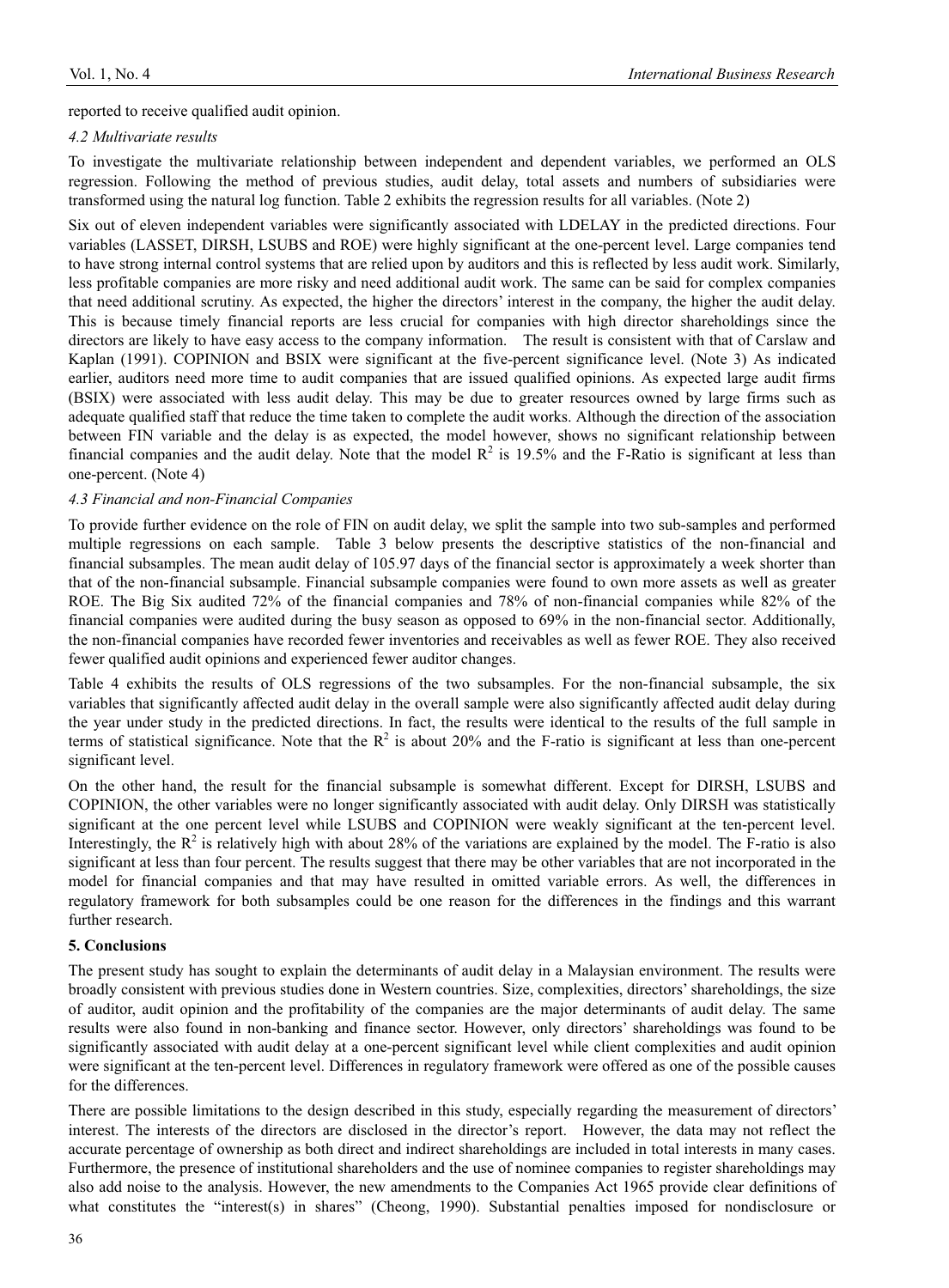reported to receive qualified audit opinion.

### *4.2 Multivariate results*

To investigate the multivariate relationship between independent and dependent variables, we performed an OLS regression. Following the method of previous studies, audit delay, total assets and numbers of subsidiaries were transformed using the natural log function. Table 2 exhibits the regression results for all variables. (Note 2)

Six out of eleven independent variables were significantly associated with LDELAY in the predicted directions. Four variables (LASSET, DIRSH, LSUBS and ROE) were highly significant at the one-percent level. Large companies tend to have strong internal control systems that are relied upon by auditors and this is reflected by less audit work. Similarly, less profitable companies are more risky and need additional audit work. The same can be said for complex companies that need additional scrutiny. As expected, the higher the directors' interest in the company, the higher the audit delay. This is because timely financial reports are less crucial for companies with high director shareholdings since the directors are likely to have easy access to the company information. The result is consistent with that of Carslaw and Kaplan (1991). COPINION and BSIX were significant at the five-percent significance level. (Note 3) As indicated earlier, auditors need more time to audit companies that are issued qualified opinions. As expected large audit firms (BSIX) were associated with less audit delay. This may be due to greater resources owned by large firms such as adequate qualified staff that reduce the time taken to complete the audit works. Although the direction of the association between FIN variable and the delay is as expected, the model however, shows no significant relationship between financial companies and the audit delay. Note that the model $R^2$ is 19.5% and the F-Ratio is significant at less than one-percent. (Note 4)

### *4.3 Financial and non-Financial Companies*

To provide further evidence on the role of FIN on audit delay, we split the sample into two sub-samples and performed multiple regressions on each sample. Table 3 below presents the descriptive statistics of the non-financial and financial subsamples. The mean audit delay of 105.97 days of the financial sector is approximately a week shorter than that of the non-financial subsample. Financial subsample companies were found to own more assets as well as greater ROE. The Big Six audited 72% of the financial companies and 78% of non-financial companies while 82% of the financial companies were audited during the busy season as opposed to 69% in the non-financial sector. Additionally, the non-financial companies have recorded fewer inventories and receivables as well as fewer ROE. They also received fewer qualified audit opinions and experienced fewer auditor changes.

Table 4 exhibits the results of OLS regressions of the two subsamples. For the non-financial subsample, the six variables that significantly affected audit delay in the overall sample were also significantly affected audit delay during the year under study in the predicted directions. In fact, the results were identical to the results of the full sample in terms of statistical significance. Note that the $R^2$ is about 20% and the F-ratio is significant at less than one-percent significant level.

On the other hand, the result for the financial subsample is somewhat different. Except for DIRSH, LSUBS and COPINION, the other variables were no longer significantly associated with audit delay. Only DIRSH was statistically significant at the one percent level while LSUBS and COPINION were weakly significant at the ten-percent level. Interestingly, the $R^2$ is relatively high with about 28% of the variations are explained by the model. The F-ratio is also significant at less than four percent. The results suggest that there may be other variables that are not incorporated in the model for financial companies and that may have resulted in omitted variable errors. As well, the differences in regulatory framework for both subsamples could be one reason for the differences in the findings and this warrant further research.

## **5. Conclusions**

The present study has sought to explain the determinants of audit delay in a Malaysian environment. The results were broadly consistent with previous studies done in Western countries. Size, complexities, directors' shareholdings, the size of auditor, audit opinion and the profitability of the companies are the major determinants of audit delay. The same results were also found in non-banking and finance sector. However, only directors' shareholdings was found to be significantly associated with audit delay at a one-percent significant level while client complexities and audit opinion were significant at the ten-percent level. Differences in regulatory framework were offered as one of the possible causes for the differences.

There are possible limitations to the design described in this study, especially regarding the measurement of directors' interest. The interests of the directors are disclosed in the director's report. However, the data may not reflect the accurate percentage of ownership as both direct and indirect shareholdings are included in total interests in many cases. Furthermore, the presence of institutional shareholders and the use of nominee companies to register shareholdings may also add noise to the analysis. However, the new amendments to the Companies Act 1965 provide clear definitions of what constitutes the "interest(s) in shares" (Cheong, 1990). Substantial penalties imposed for nondisclosure or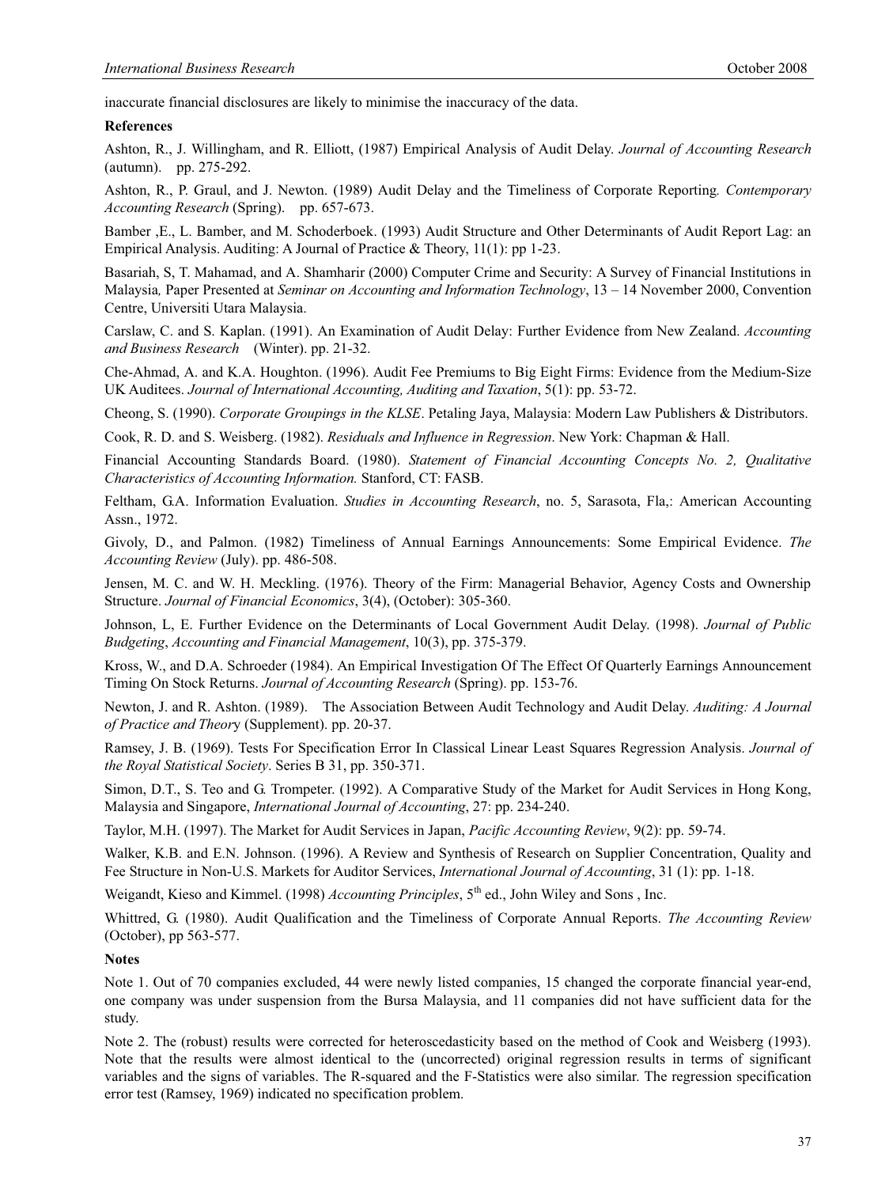inaccurate financial disclosures are likely to minimise the inaccuracy of the data.

**References**

Ashton, R., J. Willingham, and R. Elliott, (1987) Empirical Analysis of Audit Delay. *Journal of Accounting Research* (autumn). pp. 275-292.

Ashton, R., P. Graul, and J. Newton. (1989) Audit Delay and the Timeliness of Corporate Reporting*. Contemporary Accounting Research* (Spring). pp. 657-673.

Bamber ,E., L. Bamber, and M. Schoderboek. (1993) Audit Structure and Other Determinants of Audit Report Lag: an Empirical Analysis. Auditing: A Journal of Practice & Theory, 11(1): pp 1-23.

Basariah, S, T. Mahamad, and A. Shamharir (2000) Computer Crime and Security: A Survey of Financial Institutions in Malaysia*,* Paper Presented at *Seminar on Accounting and Information Technology*, 13 – 14 November 2000, Convention Centre, Universiti Utara Malaysia.

Carslaw, C. and S. Kaplan. (1991). An Examination of Audit Delay: Further Evidence from New Zealand. *Accounting and Business Research* (Winter). pp. 21-32.

Che-Ahmad, A. and K.A. Houghton. (1996). Audit Fee Premiums to Big Eight Firms: Evidence from the Medium-Size UK Auditees. *Journal of International Accounting, Auditing and Taxation*, 5(1): pp. 53-72.

Cheong, S. (1990). *Corporate Groupings in the KLSE*. Petaling Jaya, Malaysia: Modern Law Publishers & Distributors.

Cook, R. D. and S. Weisberg. (1982). *Residuals and Influence in Regression*. New York: Chapman & Hall.

Financial Accounting Standards Board. (1980). *Statement of Financial Accounting Concepts No. 2, Qualitative Characteristics of Accounting Information.* Stanford, CT: FASB.

Feltham, G.A. Information Evaluation. *Studies in Accounting Research*, no. 5, Sarasota, Fla,: American Accounting Assn., 1972.

Givoly, D., and Palmon. (1982) Timeliness of Annual Earnings Announcements: Some Empirical Evidence. *The Accounting Review* (July). pp. 486-508.

Jensen, M. C. and W. H. Meckling. (1976). Theory of the Firm: Managerial Behavior, Agency Costs and Ownership Structure. *Journal of Financial Economics*, 3(4), (October): 305-360.

Johnson, L, E. Further Evidence on the Determinants of Local Government Audit Delay. (1998). *Journal of Public Budgeting*, *Accounting and Financial Management*, 10(3), pp. 375-379.

Kross, W., and D.A. Schroeder (1984). An Empirical Investigation Of The Effect Of Quarterly Earnings Announcement Timing On Stock Returns. *Journal of Accounting Research* (Spring). pp. 153-76.

Newton, J. and R. Ashton. (1989). The Association Between Audit Technology and Audit Delay. *Auditing: A Journal of Practice and Theor*y (Supplement). pp. 20-37.

Ramsey, J. B. (1969). Tests For Specification Error In Classical Linear Least Squares Regression Analysis. *Journal of the Royal Statistical Society*. Series B 31, pp. 350-371.

Simon, D.T., S. Teo and G. Trompeter. (1992). A Comparative Study of the Market for Audit Services in Hong Kong, Malaysia and Singapore, *International Journal of Accounting*, 27: pp. 234-240.

Taylor, M.H. (1997). The Market for Audit Services in Japan, *Pacific Accounting Review*, 9(2): pp. 59-74.

Walker, K.B. and E.N. Johnson. (1996). A Review and Synthesis of Research on Supplier Concentration, Quality and Fee Structure in Non-U.S. Markets for Auditor Services, *International Journal of Accounting*, 31 (1): pp. 1-18.

Weigandt, Kieso and Kimmel. (1998) *Accounting Principles*, 5th ed., John Wiley and Sons , Inc.

Whittred, G. (1980). Audit Qualification and the Timeliness of Corporate Annual Reports. *The Accounting Review* (October), pp 563-577.

**Notes**

Note 1. Out of 70 companies excluded, 44 were newly listed companies, 15 changed the corporate financial year-end, one company was under suspension from the Bursa Malaysia, and 11 companies did not have sufficient data for the study.

Note 2. The (robust) results were corrected for heteroscedasticity based on the method of Cook and Weisberg (1993). Note that the results were almost identical to the (uncorrected) original regression results in terms of significant variables and the signs of variables. The R-squared and the F-Statistics were also similar. The regression specification error test (Ramsey, 1969) indicated no specification problem.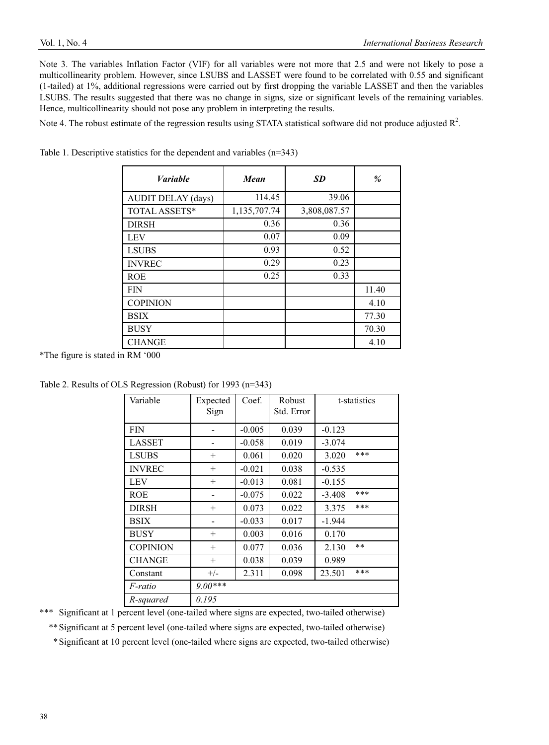Note 3. The variables Inflation Factor (VIF) for all variables were not more that 2.5 and were not likely to pose a multicollinearity problem. However, since LSUBS and LASSET were found to be correlated with 0.55 and significant (1-tailed) at 1%, additional regressions were carried out by first dropping the variable LASSET and then the variables LSUBS. The results suggested that there was no change in signs, size or significant levels of the remaining variables. Hence, multicollinearity should not pose any problem in interpreting the results.

Note 4. The robust estimate of the regression results using STATA statistical software did not produce adjusted $R^2$.

Table 1. Descriptive statistics for the dependent and variables (n=343)

| *Variable* | *Mean* | *SD* | *%* |
|---|---|---|---|
| AUDIT DELAY (days) | 114.45 | 39.06 | |
| TOTAL ASSETS* | 1,135,707.74 | 3,808,087.57 | |
| DIRSH | 0.36 | 0.36 | |
| LEV | 0.07 | 0.09 | |
| LSUBS | 0.93 | 0.52 | |
| INVREC | 0.29 | 0.23 | |
| ROE | 0.25 | 0.33 | |
| FIN | | | 11.40 |
| COPINION | | | 4.10 |
| BSIX | | | 77.30 |
| BUSY | | | 70.30 |
| CHANGE | | | 4.10 |

*The figure is stated in RM '000

Table 2. Results of OLS Regression (Robust) for 1993 (n=343)

| Variable | Expected Sign | Coef. | Robust Std. Error | t-statistics |
|---|---|---|---|---|
| FIN | - | -0.005 | 0.039 | -0.123 |
| LASSET | - | -0.058 | 0.019 | -3.074 |
| LSUBS | + | 0.061 | 0.020 | 3.020 *** |
| INVREC | + | -0.021 | 0.038 | -0.535 |
| LEV | + | -0.013 | 0.081 | -0.155 |
| ROE | - | -0.075 | 0.022 | -3.408 *** |
| DIRSH | + | 0.073 | 0.022 | 3.375 *** |
| BSIX | - | -0.033 | 0.017 | -1.944 |
| BUSY | + | 0.003 | 0.016 | 0.170 |
| COPINION | + | 0.077 | 0.036 | 2.130 ** |
| CHANGE | + | 0.038 | 0.039 | 0.989 |
| Constant | +/- | 2.311 | 0.098 | 23.501 *** |
| *F-ratio* | *9.00**** | | | |
| *R-squared* | *0.195* | | | |

*** Significant at 1 percent level (one-tailed where signs are expected, two-tailed otherwise)

** Significant at 5 percent level (one-tailed where signs are expected, two-tailed otherwise)

* Significant at 10 percent level (one-tailed where signs are expected, two-tailed otherwise)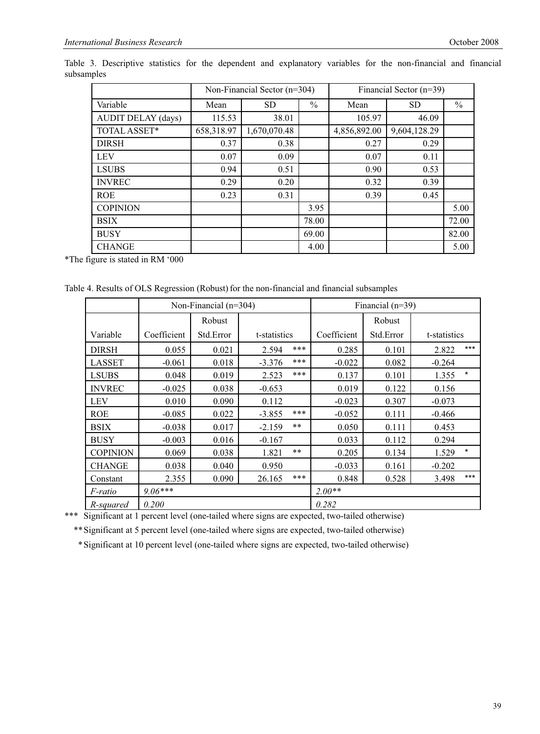Table 3. Descriptive statistics for the dependent and explanatory variables for the non-financial and financial subsamples

| | Non-Financial Sector (n=304) | | | Financial Sector (n=39) | | |
|---|---|---|---|---|---|---|
| Variable | Mean | SD | % | Mean | SD | % |
| AUDIT DELAY (days) | 115.53 | 38.01 | | 105.97 | 46.09 | |
| TOTAL ASSET* | 658,318.97 | 1,670,070.48 | | 4,856,892.00 | 9,604,128.29 | |
| DIRSH | 0.37 | 0.38 | | 0.27 | 0.29 | |
| LEV | 0.07 | 0.09 | | 0.07 | 0.11 | |
| LSUBS | 0.94 | 0.51 | | 0.90 | 0.53 | |
| INVREC | 0.29 | 0.20 | | 0.32 | 0.39 | |
| ROE | 0.23 | 0.31 | | 0.39 | 0.45 | |
| COPINION | | | 3.95 | | | 5.00 |
| BSIX | | | 78.00 | | | 72.00 |
| BUSY | | | 69.00 | | | 82.00 |
| CHANGE | | | 4.00 | | | 5.00 |

*The figure is stated in RM '000

Table 4. Results of OLS Regression (Robust) for the non-financial and financial subsamples

| | Non-Financial (n=304) | | | Financial (n=39) | | |
|---|---|---|---|---|---|---|
| Variable | Coefficient | Robust Std.Error | t-statistics | Coefficient | Robust Std.Error | t-statistics |
| DIRSH | 0.055 | 0.021 | 2.594 *** | 0.285 | 0.101 | 2.822 *** |
| LASSET | -0.061 | 0.018 | -3.376 *** | -0.022 | 0.082 | -0.264 |
| LSUBS | 0.048 | 0.019 | 2.523 *** | 0.137 | 0.101 | 1.355 * |
| INVREC | -0.025 | 0.038 | -0.653 | 0.019 | 0.122 | 0.156 |
| LEV | 0.010 | 0.090 | 0.112 | -0.023 | 0.307 | -0.073 |
| ROE | -0.085 | 0.022 | -3.855 *** | -0.052 | 0.111 | -0.466 |
| BSIX | -0.038 | 0.017 | -2.159 ** | 0.050 | 0.111 | 0.453 |
| BUSY | -0.003 | 0.016 | -0.167 | 0.033 | 0.112 | 0.294 |
| COPINION | 0.069 | 0.038 | 1.821 ** | 0.205 | 0.134 | 1.529 * |
| CHANGE | 0.038 | 0.040 | 0.950 | -0.033 | 0.161 | -0.202 |
| Constant | 2.355 | 0.090 | 26.165 *** | 0.848 | 0.528 | 3.498 *** |
| *F-ratio* | *9.06**** | | | *2.00*** | | |
| *R-squared* | *0.200* | | | *0.282* | | |

*** Significant at 1 percent level (one-tailed where signs are expected, two-tailed otherwise)

** Significant at 5 percent level (one-tailed where signs are expected, two-tailed otherwise)

* Significant at 10 percent level (one-tailed where signs are expected, two-tailed otherwise)